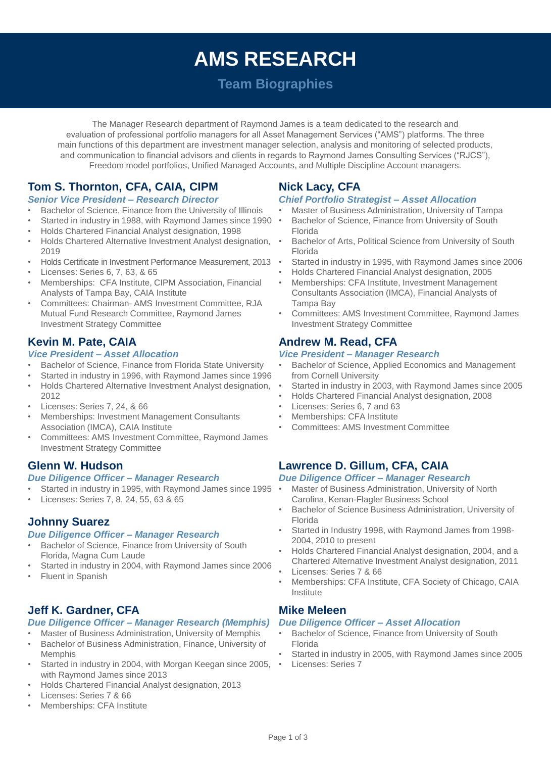# AMS RESEARCH

## Team Biographies

The Manager Research department of Raymond James is a team dedicated to the research and evaluation of professional portfolio managers for all Asset Management Services ("AMS") platforms. The three main functions of this department are investment manager selection, analysis and monitoring of selected products, and communication to financial advisors and clients in regards to Raymond James Consulting Services ("RJCS"), Freedom model portfolios, Unified Managed Accounts, and Multiple Discipline Account managers.

### Tom S. Thornton, CFA, CAIA, CIPM

*Senior Vice President – Research Director*

- Bachelor of Science, Finance from the University of Illinois
- Started in industry in 1988, with Raymond James since 1990
- Holds Chartered Financial Analyst designation, 1998
- Holds Chartered Alternative Investment Analyst designation, 2019
- Holds Certificate in Investment Performance Measurement, 2013
- Licenses: Series 6, 7, 63, & 65
- Memberships: CFA Institute, CIPM Association, Financial Analysts of Tampa Bay, CAIA Institute
- Committees: Chairman- AMS Investment Committee, RJA Mutual Fund Research Committee, Raymond James Investment Strategy Committee

### Kevin M. Pate, CAIA

*Vice President – Asset Allocation*

- Bachelor of Science, Finance from Florida State University
- Started in industry in 1996, with Raymond James since 1996
- Holds Chartered Alternative Investment Analyst designation, 2012
- Licenses: Series 7, 24, & 66
- Memberships: Investment Management Consultants Association (IMCA), CAIA Institute
- Committees: AMS Investment Committee, Raymond James Investment Strategy Committee

### Glenn W. Hudson

*Due Diligence Officer – Manager Research*

- Started in industry in 1995, with Raymond James since 1995
- Licenses: Series 7, 8, 24, 55, 63 & 65

### Johnny Suarez

*Due Diligence Officer – Manager Research*

- Bachelor of Science, Finance from University of South Florida, Magna Cum Laude
- Started in industry in 2004, with Raymond James since 2006
- Fluent in Spanish

### Jeff K. Gardner, CFA

*Due Diligence Officer – Manager Research (Memphis)*

- Master of Business Administration, University of Memphis
- Bachelor of Business Administration, Finance, University of Memphis
- Started in industry in 2004, with Morgan Keegan since 2005, with Raymond James since 2013
- Holds Chartered Financial Analyst designation, 2013
- Licenses: Series 7 & 66
- Memberships: CFA Institute

### Nick Lacy, CFA

*Chief Portfolio Strategist – Asset Allocation*

- Master of Business Administration, University of Tampa
- Bachelor of Science, Finance from University of South Florida
- Bachelor of Arts, Political Science from University of South Florida
- Started in industry in 1995, with Raymond James since 2006
- Holds Chartered Financial Analyst designation, 2005
- Memberships: CFA Institute, Investment Management Consultants Association (IMCA), Financial Analysts of Tampa Bay
- Committees: AMS Investment Committee, Raymond James Investment Strategy Committee

### Andrew M. Read, CFA

*Vice President – Manager Research*

- Bachelor of Science, Applied Economics and Management from Cornell University
- Started in industry in 2003, with Raymond James since 2005
- Holds Chartered Financial Analyst designation, 2008
- Licenses: Series 6, 7 and 63
- Memberships: CFA Institute
- Committees: AMS Investment Committee

### Lawrence D. Gillum, CFA, CAIA

*Due Diligence Officer – Manager Research*

- Master of Business Administration, University of North Carolina, Kenan-Flagler Business School
- Bachelor of Science Business Administration, University of Florida
- Started in Industry 1998, with Raymond James from 1998-2004, 2010 to present
- Holds Chartered Financial Analyst designation, 2004, and a Chartered Alternative Investment Analyst designation, 2011
- Licenses: Series 7 & 66
- Memberships: CFA Institute, CFA Society of Chicago, CAIA Institute

### Mike Meleen

*Due Diligence Officer – Asset Allocation*

- Bachelor of Science, Finance from University of South Florida
- Started in industry in 2005, with Raymond James since 2005
- Licenses: Series 7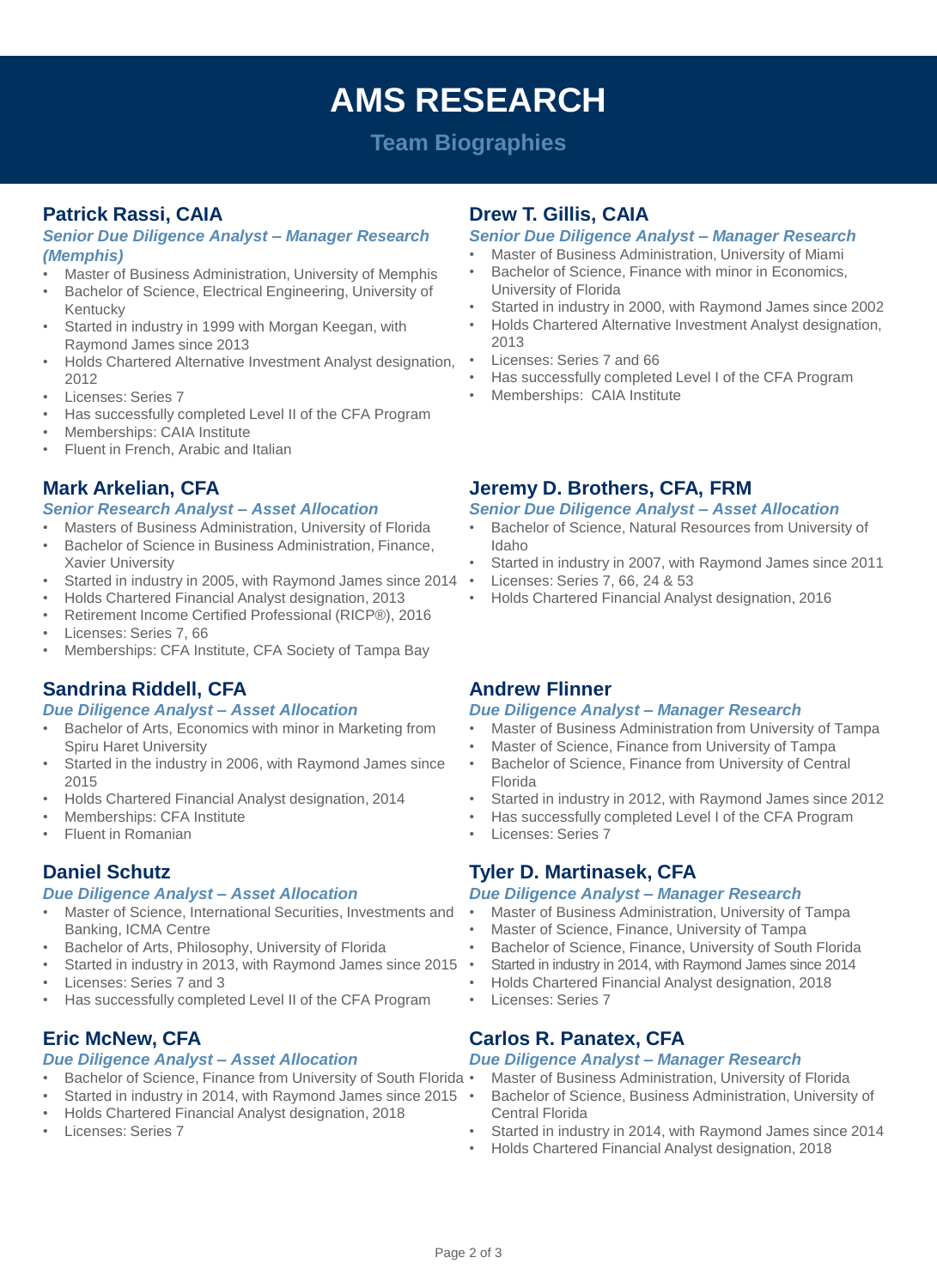# AMS RESEARCH

## Team Biographies

### Patrick Rassi, CAIA

***Senior Due Diligence Analyst – Manager Research (Memphis)***

- Master of Business Administration, University of Memphis
- Bachelor of Science, Electrical Engineering, University of Kentucky
- Started in industry in 1999 with Morgan Keegan, with Raymond James since 2013
- Holds Chartered Alternative Investment Analyst designation, 2012
- Licenses: Series 7
- Has successfully completed Level II of the CFA Program
- Memberships: CAIA Institute
- Fluent in French, Arabic and Italian

### Drew T. Gillis, CAIA

***Senior Due Diligence Analyst – Manager Research***

- Master of Business Administration, University of Miami
- Bachelor of Science, Finance with minor in Economics, University of Florida
- Started in industry in 2000, with Raymond James since 2002
- Holds Chartered Alternative Investment Analyst designation, 2013
- Licenses: Series 7 and 66
- Has successfully completed Level I of the CFA Program
- Memberships: CAIA Institute

### Mark Arkelian, CFA

***Senior Research Analyst – Asset Allocation***

- Masters of Business Administration, University of Florida
- Bachelor of Science in Business Administration, Finance, Xavier University
- Started in industry in 2005, with Raymond James since 2014
- Holds Chartered Financial Analyst designation, 2013
- Retirement Income Certified Professional (RICP®), 2016
- Licenses: Series 7, 66
- Memberships: CFA Institute, CFA Society of Tampa Bay

### Jeremy D. Brothers, CFA, FRM

***Senior Due Diligence Analyst – Asset Allocation***

- Bachelor of Science, Natural Resources from University of Idaho
- Started in industry in 2007, with Raymond James since 2011
- Licenses: Series 7, 66, 24 & 53
- Holds Chartered Financial Analyst designation, 2016

### Sandrina Riddell, CFA

***Due Diligence Analyst – Asset Allocation***

- Bachelor of Arts, Economics with minor in Marketing from Spiru Haret University
- Started in the industry in 2006, with Raymond James since 2015
- Holds Chartered Financial Analyst designation, 2014
- Memberships: CFA Institute
- Fluent in Romanian

### Andrew Flinner

***Due Diligence Analyst – Manager Research***

- Master of Business Administration from University of Tampa
- Master of Science, Finance from University of Tampa
- Bachelor of Science, Finance from University of Central Florida
- Started in industry in 2012, with Raymond James since 2012
- Has successfully completed Level I of the CFA Program
- Licenses: Series 7

### Daniel Schutz

***Due Diligence Analyst – Asset Allocation***

- Master of Science, International Securities, Investments and Banking, ICMA Centre
- Bachelor of Arts, Philosophy, University of Florida
- Started in industry in 2013, with Raymond James since 2015
- Licenses: Series 7 and 3
- Has successfully completed Level II of the CFA Program

### Tyler D. Martinasek, CFA

***Due Diligence Analyst – Manager Research***

- Master of Business Administration, University of Tampa
- Master of Science, Finance, University of Tampa
- Bachelor of Science, Finance, University of South Florida
- Started in industry in 2014, with Raymond James since 2014
- Holds Chartered Financial Analyst designation, 2018
- Licenses: Series 7

### Eric McNew, CFA

***Due Diligence Analyst – Asset Allocation***

- Bachelor of Science, Finance from University of South Florida
- Started in industry in 2014, with Raymond James since 2015
- Holds Chartered Financial Analyst designation, 2018
- Licenses: Series 7

### Carlos R. Panatex, CFA

***Due Diligence Analyst – Manager Research***

- Master of Business Administration, University of Florida
- Bachelor of Science, Business Administration, University of Central Florida
- Started in industry in 2014, with Raymond James since 2014
- Holds Chartered Financial Analyst designation, 2018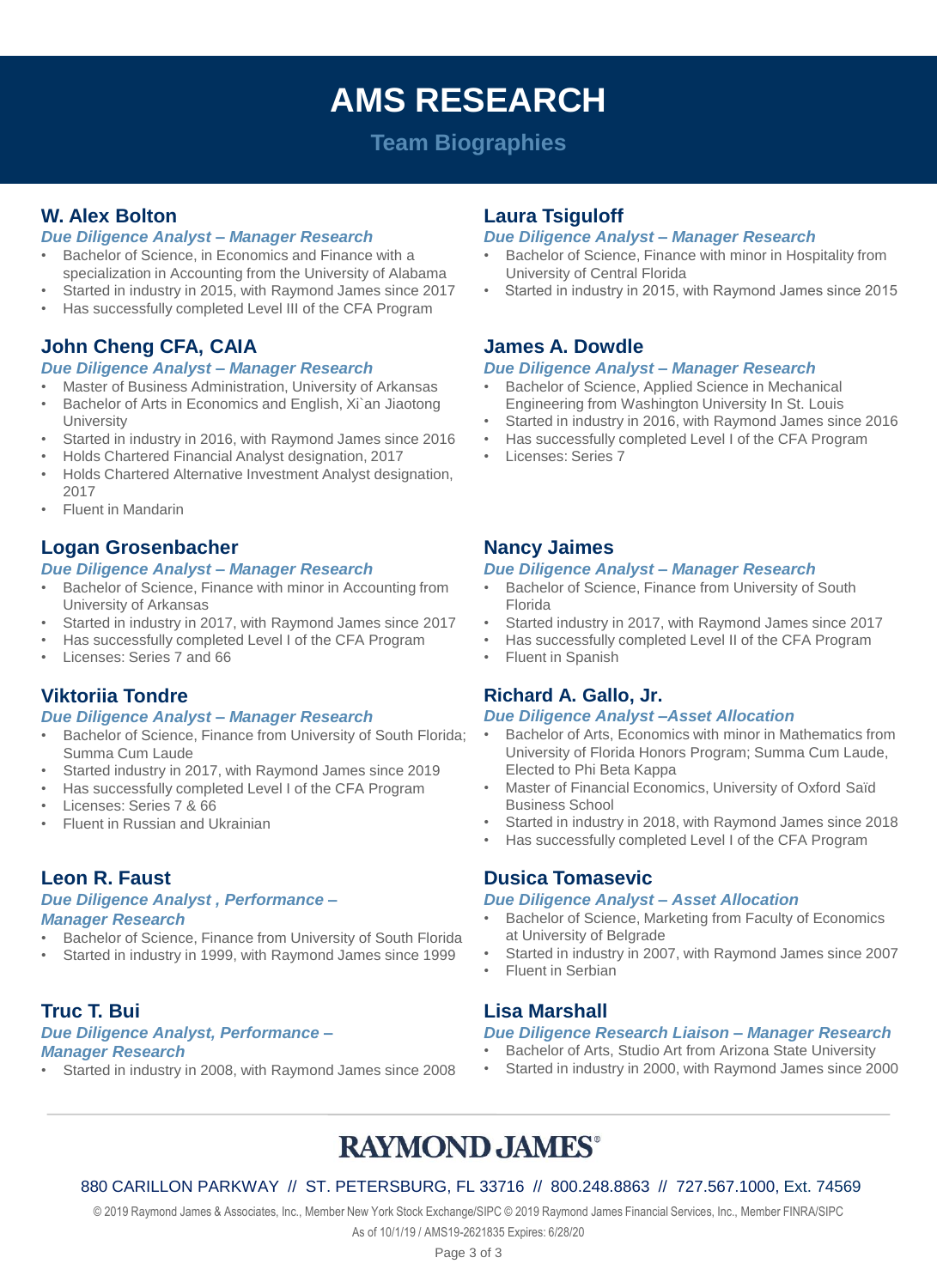# AMS RESEARCH

## Team Biographies

### W. Alex Bolton

***Due Diligence Analyst – Manager Research***

- Bachelor of Science, in Economics and Finance with a specialization in Accounting from the University of Alabama
- Started in industry in 2015, with Raymond James since 2017
- Has successfully completed Level III of the CFA Program

### John Cheng CFA, CAIA

***Due Diligence Analyst – Manager Research***

- Master of Business Administration, University of Arkansas
- Bachelor of Arts in Economics and English, Xi`an Jiaotong University
- Started in industry in 2016, with Raymond James since 2016
- Holds Chartered Financial Analyst designation, 2017
- Holds Chartered Alternative Investment Analyst designation, 2017
- Fluent in Mandarin

### Logan Grosenbacher

***Due Diligence Analyst – Manager Research***

- Bachelor of Science, Finance with minor in Accounting from University of Arkansas
- Started in industry in 2017, with Raymond James since 2017
- Has successfully completed Level I of the CFA Program
- Licenses: Series 7 and 66

### Viktoriia Tondre

***Due Diligence Analyst – Manager Research***

- Bachelor of Science, Finance from University of South Florida; Summa Cum Laude
- Started industry in 2017, with Raymond James since 2019
- Has successfully completed Level I of the CFA Program
- Licenses: Series 7 & 66
- Fluent in Russian and Ukrainian

### Leon R. Faust

***Due Diligence Analyst , Performance – Manager Research***

- Bachelor of Science, Finance from University of South Florida
- Started in industry in 1999, with Raymond James since 1999

### Truc T. Bui

***Due Diligence Analyst, Performance – Manager Research***

- Started in industry in 2008, with Raymond James since 2008

### Laura Tsiguloff

***Due Diligence Analyst – Manager Research***

- Bachelor of Science, Finance with minor in Hospitality from University of Central Florida
- Started in industry in 2015, with Raymond James since 2015

### James A. Dowdle

***Due Diligence Analyst – Manager Research***

- Bachelor of Science, Applied Science in Mechanical Engineering from Washington University In St. Louis
- Started in industry in 2016, with Raymond James since 2016
- Has successfully completed Level I of the CFA Program
- Licenses: Series 7

### Nancy Jaimes

***Due Diligence Analyst – Manager Research***

- Bachelor of Science, Finance from University of South Florida
- Started industry in 2017, with Raymond James since 2017
- Has successfully completed Level II of the CFA Program
- Fluent in Spanish

### Richard A. Gallo, Jr.

***Due Diligence Analyst –Asset Allocation***

- Bachelor of Arts, Economics with minor in Mathematics from University of Florida Honors Program; Summa Cum Laude, Elected to Phi Beta Kappa
- Master of Financial Economics, University of Oxford Saïd Business School
- Started in industry in 2018, with Raymond James since 2018
- Has successfully completed Level I of the CFA Program

### Dusica Tomasevic

***Due Diligence Analyst – Asset Allocation***

- Bachelor of Science, Marketing from Faculty of Economics at University of Belgrade
- Started in industry in 2007, with Raymond James since 2007
- Fluent in Serbian

### Lisa Marshall

***Due Diligence Research Liaison – Manager Research***

- Bachelor of Arts, Studio Art from Arizona State University
- Started in industry in 2000, with Raymond James since 2000

---

**RAYMOND JAMES®**

880 CARILLON PARKWAY // ST. PETERSBURG, FL 33716 // 800.248.8863 // 727.567.1000, Ext. 74569

© 2019 Raymond James & Associates, Inc., Member New York Stock Exchange/SIPC © 2019 Raymond James Financial Services, Inc., Member FINRA/SIPC

As of 10/1/19 / AMS19-2621835 Expires: 6/28/20